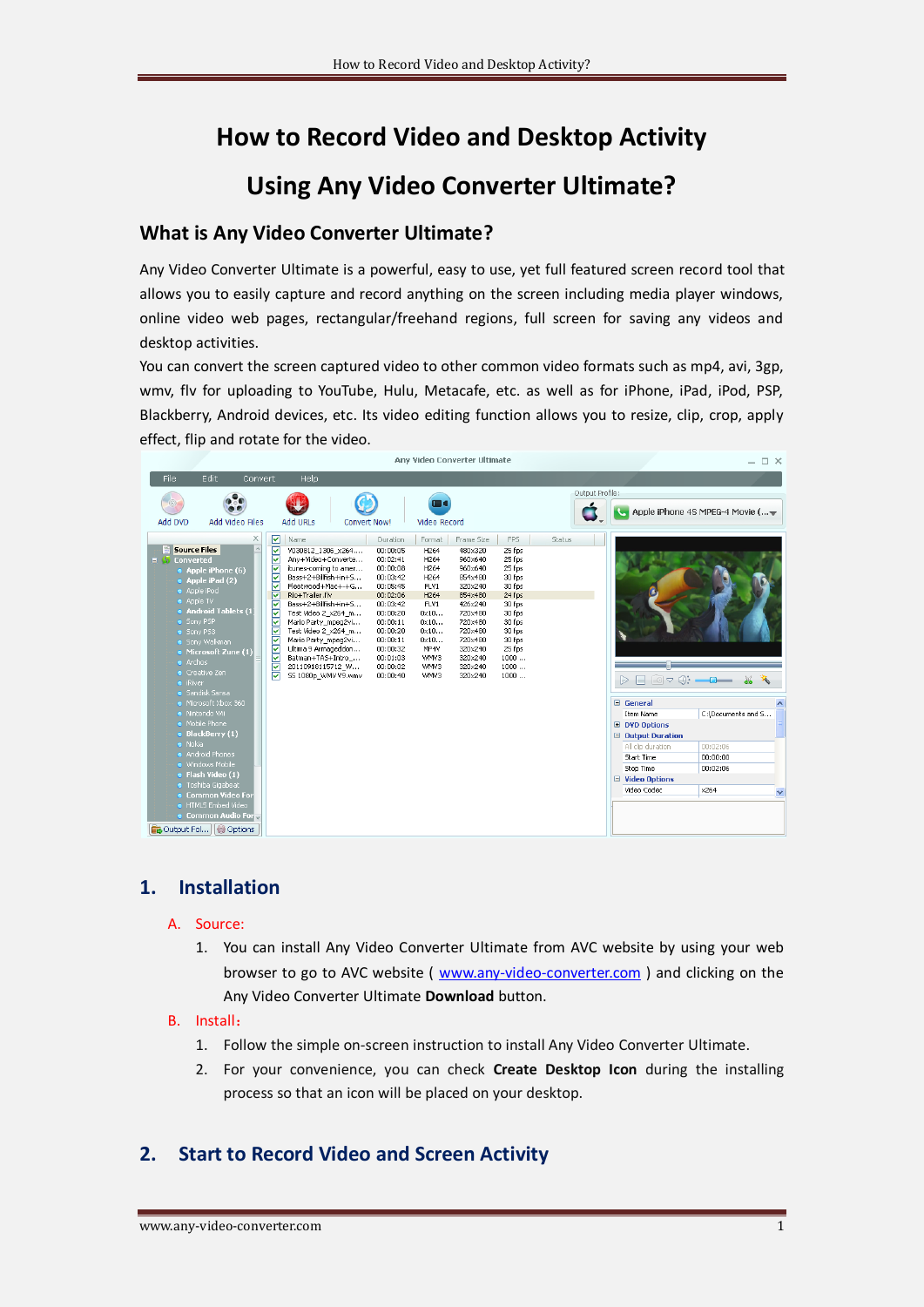# How to Record Video and Desktop Activity Using Any Video Converter Ultimate?

## What is Any Video Converter Ultimate?

Any Video Converter Ultimate is a powerful, easy to use, yet full featured screen record tool that allows you to easily capture and record anything on the screen including media player windows, online video web pages, rectangular/freehand regions, full screen for saving any videos and desktop activities.

You can convert the screen captured video to other common video formats such as mp4, avi, 3gp, wmv, flv for uploading to YouTube, Hulu, Metacafe, etc. as well as for iPhone, iPad, iPod, PSP, Blackberry, Android devices, etc. Its video editing function allows you to resize, clip, crop, apply effect, flip and rotate for the video.

## 1. Installation

A. Source:

1. You can install Any Video Converter Ultimate from AVC website by using your web browser to go to AVC website ( [www.any-video-converter.com](www.any-video-converter.com) ) and clicking on the Any Video Converter Ultimate **Download** button.

B. Install:

1. Follow the simple on-screen instruction to install Any Video Converter Ultimate.
2. For your convenience, you can check **Create Desktop Icon** during the installing process so that an icon will be placed on your desktop.

## 2. Start to Record Video and Screen Activity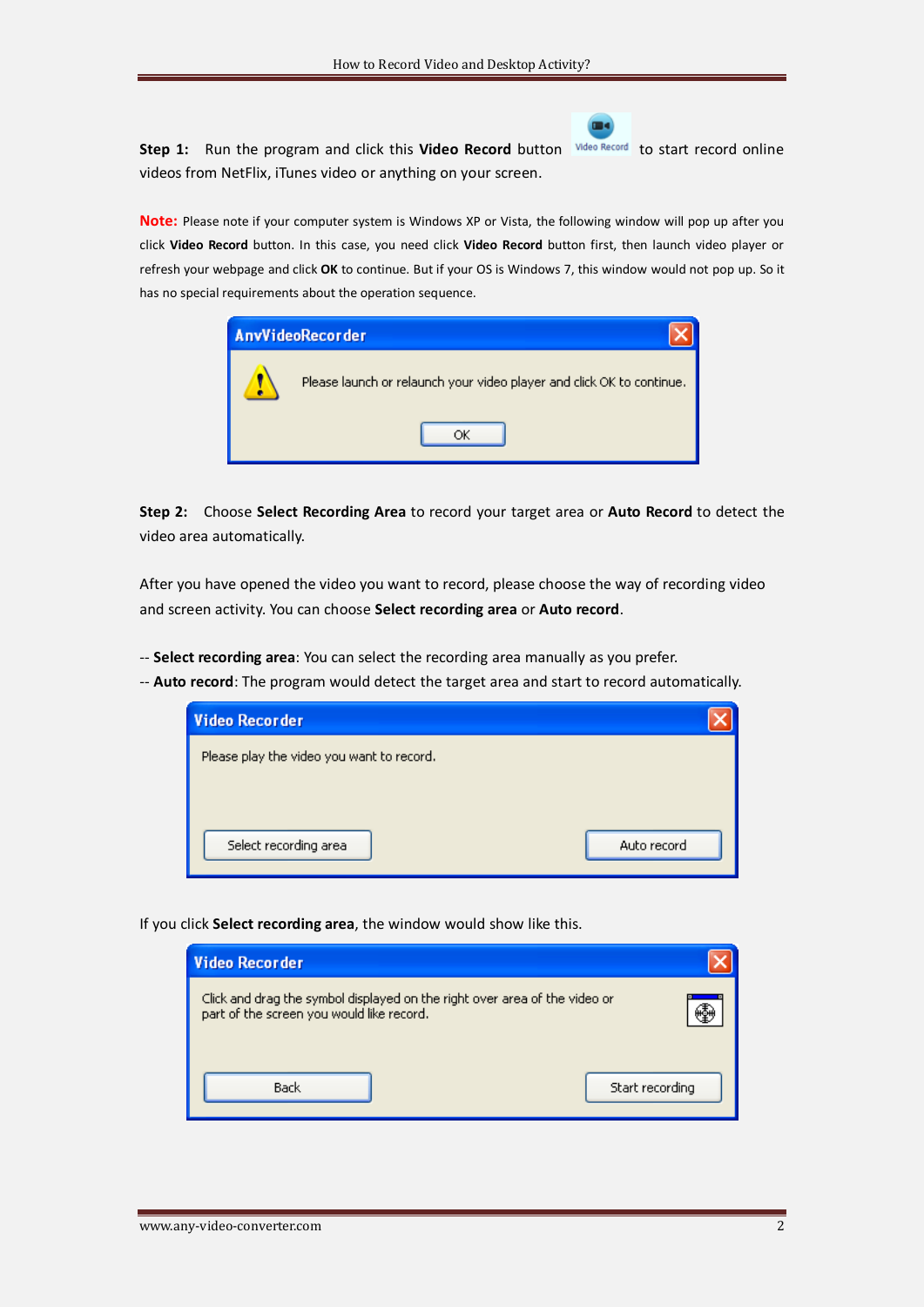**Step 1:** Run the program and click this **Video Record** button to start record online videos from NetFlix, iTunes video or anything on your screen.

**Note:** Please note if your computer system is Windows XP or Vista, the following window will pop up after you click **Video Record** button. In this case, you need click **Video Record** button first, then launch video player or refresh your webpage and click **OK** to continue. But if your OS is Windows 7, this window would not pop up. So it has no special requirements about the operation sequence.

**Step 2:** Choose **Select Recording Area** to record your target area or **Auto Record** to detect the video area automatically.

After you have opened the video you want to record, please choose the way of recording video and screen activity. You can choose **Select recording area** or **Auto record**.

-- **Select recording area**: You can select the recording area manually as you prefer.
-- **Auto record**: The program would detect the target area and start to record automatically.

If you click **Select recording area**, the window would show like this.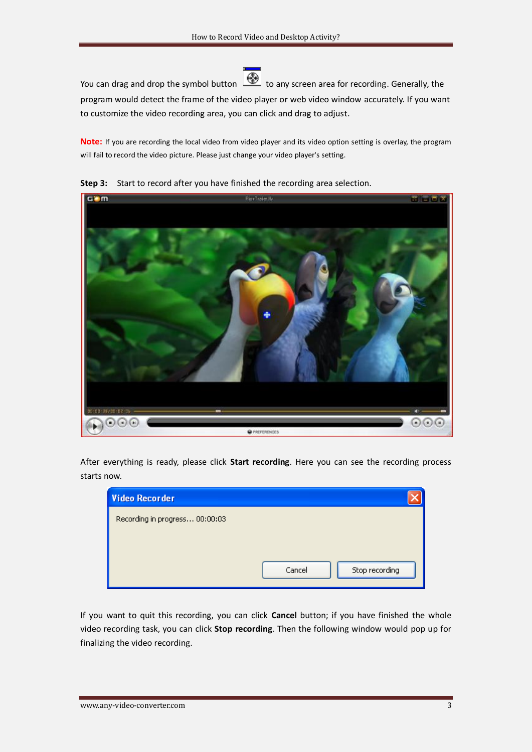You can drag and drop the symbol button to any screen area for recording. Generally, the program would detect the frame of the video player or web video window accurately. If you want to customize the video recording area, you can click and drag to adjust.

**Note:** If you are recording the local video from video player and its video option setting is overlay, the program will fail to record the video picture. Please just change your video player's setting.

**Step 3:** Start to record after you have finished the recording area selection.

After everything is ready, please click **Start recording**. Here you can see the recording process starts now.

If you want to quit this recording, you can click **Cancel** button; if you have finished the whole video recording task, you can click **Stop recording**. Then the following window would pop up for finalizing the video recording.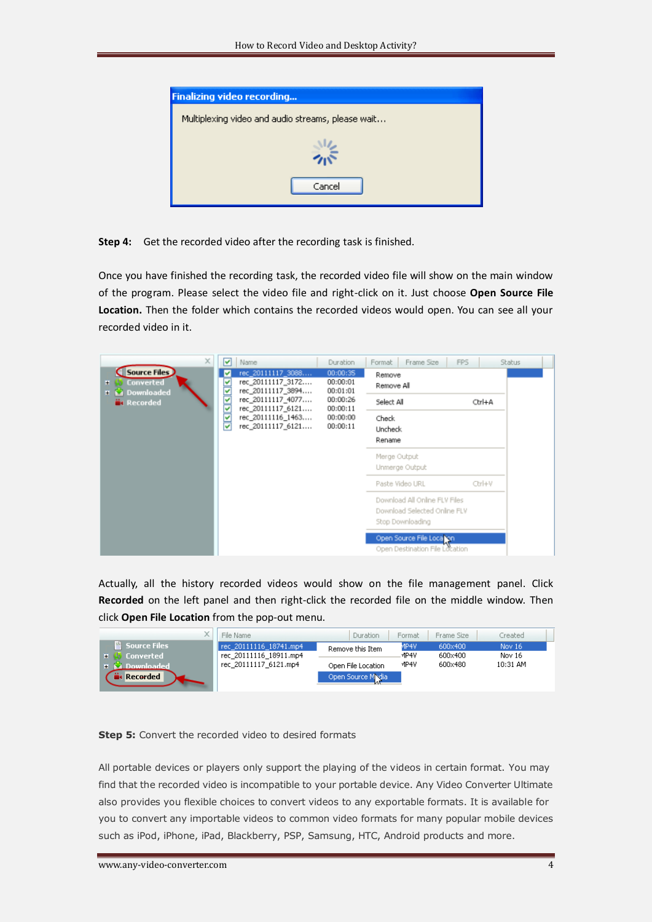**Step 4:** Get the recorded video after the recording task is finished.

Once you have finished the recording task, the recorded video file will show on the main window of the program. Please select the video file and right-click on it. Just choose **Open Source File Location.** Then the folder which contains the recorded videos would open. You can see all your recorded video in it.

Actually, all the history recorded videos would show on the file management panel. Click **Recorded** on the left panel and then right-click the recorded file on the middle window. Then click **Open File Location** from the pop-out menu.

**Step 5:** Convert the recorded video to desired formats

All portable devices or players only support the playing of the videos in certain format. You may find that the recorded video is incompatible to your portable device. Any Video Converter Ultimate also provides you flexible choices to convert videos to any exportable formats. It is available for you to convert any importable videos to common video formats for many popular mobile devices such as iPod, iPhone, iPad, Blackberry, PSP, Samsung, HTC, Android products and more.